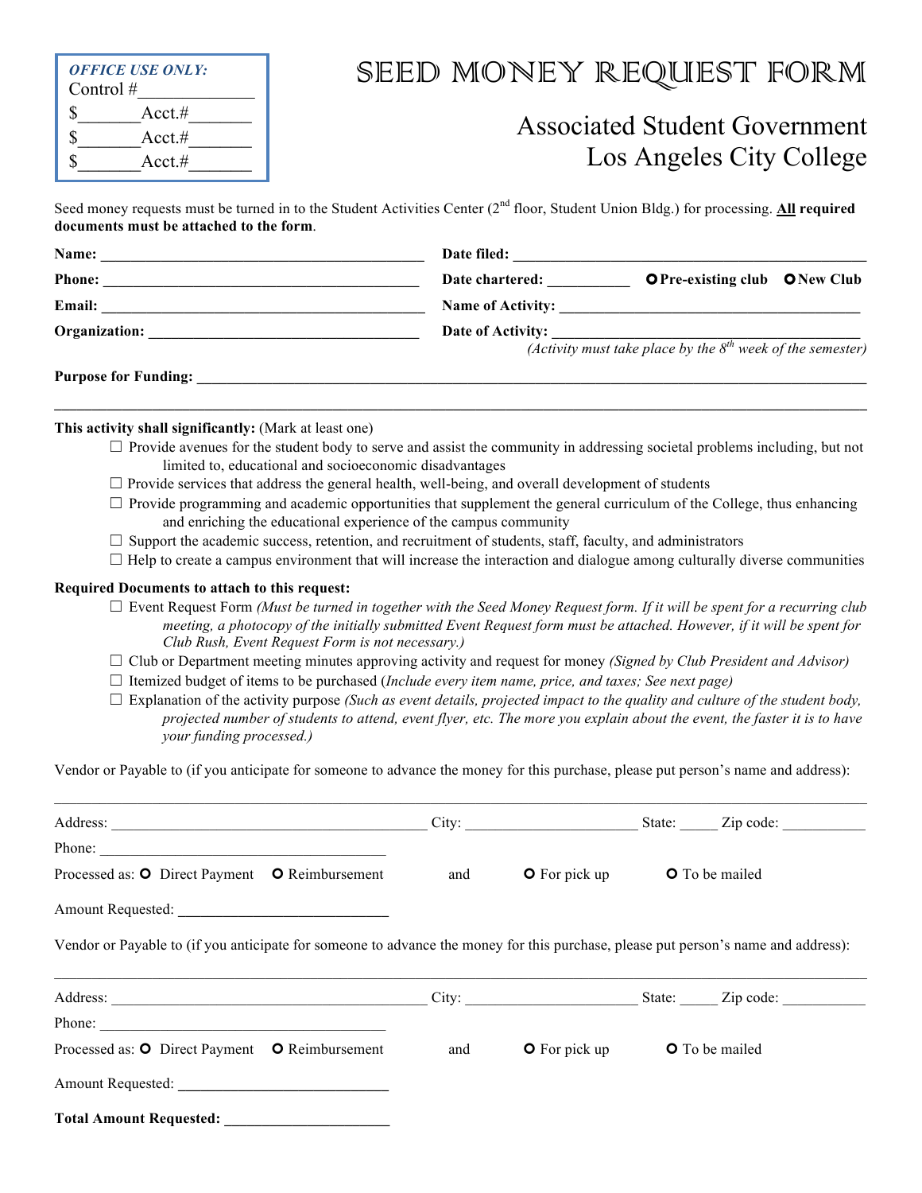**OFFICE USE ONLY:**
Control #____________
$_______Acct.#_______
$_______Acct.#_______
$_______Acct.#_______

# SEED MONEY REQUEST FORM

## Associated Student Government
## Los Angeles City College

Seed money requests must be turned in to the Student Activities Center (2nd floor, Student Union Bldg.) for processing. **All required documents must be attached to the form**.

**Name:** ________________________________________ **Date filed:** ________________________________________

**Phone:** ________________________________________ **Date chartered:** __________ ○ **Pre-existing club** ○ **New Club**

**Email:** ________________________________________ **Name of Activity:** ________________________________________

**Organization:** __________________________________ **Date of Activity:** ________________________________________
*(Activity must take place by the 8th week of the semester)*

**Purpose for Funding:** ______________________________________________________________________________

______________________________________________________________________________________________

**This activity shall significantly:** (Mark at least one)

- ☐ Provide avenues for the student body to serve and assist the community in addressing societal problems including, but not limited to, educational and socioeconomic disadvantages
- ☐ Provide services that address the general health, well-being, and overall development of students
- ☐ Provide programming and academic opportunities that supplement the general curriculum of the College, thus enhancing and enriching the educational experience of the campus community
- ☐ Support the academic success, retention, and recruitment of students, staff, faculty, and administrators
- ☐ Help to create a campus environment that will increase the interaction and dialogue among culturally diverse communities

**Required Documents to attach to this request:**

- ☐ Event Request Form *(Must be turned in together with the Seed Money Request form. If it will be spent for a recurring club meeting, a photocopy of the initially submitted Event Request form must be attached. However, if it will be spent for Club Rush, Event Request Form is not necessary.)*
- ☐ Club or Department meeting minutes approving activity and request for money *(Signed by Club President and Advisor)*
- ☐ Itemized budget of items to be purchased (*Include every item name, price, and taxes; See next page)*
- ☐ Explanation of the activity purpose *(Such as event details, projected impact to the quality and culture of the student body, projected number of students to attend, event flyer, etc. The more you explain about the event, the faster it is to have your funding processed.)*

Vendor or Payable to (if you anticipate for someone to advance the money for this purchase, please put person's name and address):

______________________________________________________________________________________________

Address: ________________________________________ City: ______________________ State: _____ Zip code: ___________

Phone: ________________________________________

Processed as: ○ Direct Payment ○ Reimbursement and ○ For pick up ○ To be mailed

Amount Requested: ____________________________

Vendor or Payable to (if you anticipate for someone to advance the money for this purchase, please put person's name and address):

______________________________________________________________________________________________

Address: ________________________________________ City: ______________________ State: _____ Zip code: ___________

Phone: ________________________________________

Processed as: ○ Direct Payment ○ Reimbursement and ○ For pick up ○ To be mailed

Amount Requested: ____________________________

**Total Amount Requested:** ______________________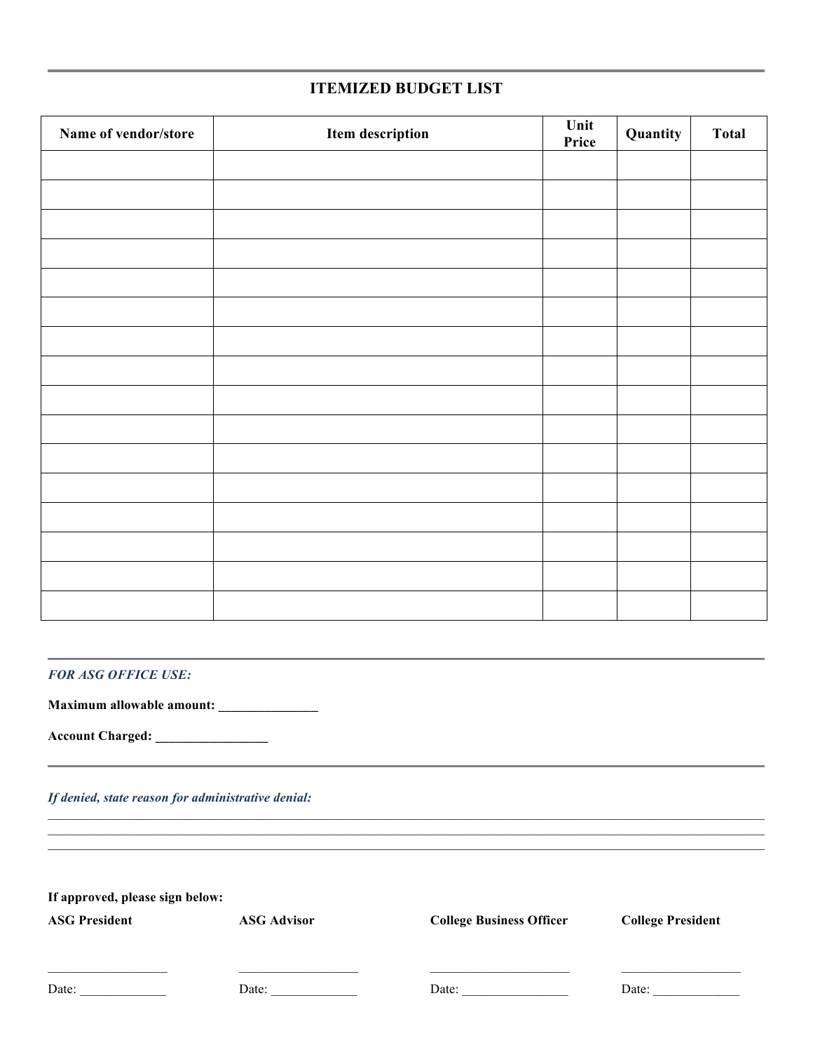## ITEMIZED BUDGET LIST

| Name of vendor/store | Item description | Unit Price | Quantity | Total |
|---|---|---|---|---|
| | | | | |
| | | | | |
| | | | | |
| | | | | |
| | | | | |
| | | | | |
| | | | | |
| | | | | |
| | | | | |
| | | | | |
| | | | | |
| | | | | |
| | | | | |
| | | | | |
| | | | | |
| | | | | |

---

***FOR ASG OFFICE USE:***

**Maximum allowable amount: _______________**

**Account Charged: _________________**

---

***If denied, state reason for administrative denial:***

_______________________________________________________________________________________________

_______________________________________________________________________________________________

_______________________________________________________________________________________________

**If approved, please sign below:**

**ASG President**

___________________

Date: _____________

**ASG Advisor**

___________________

Date: _____________

**College Business Officer**

______________________

Date: ________________

**College President**

___________________

Date: _____________